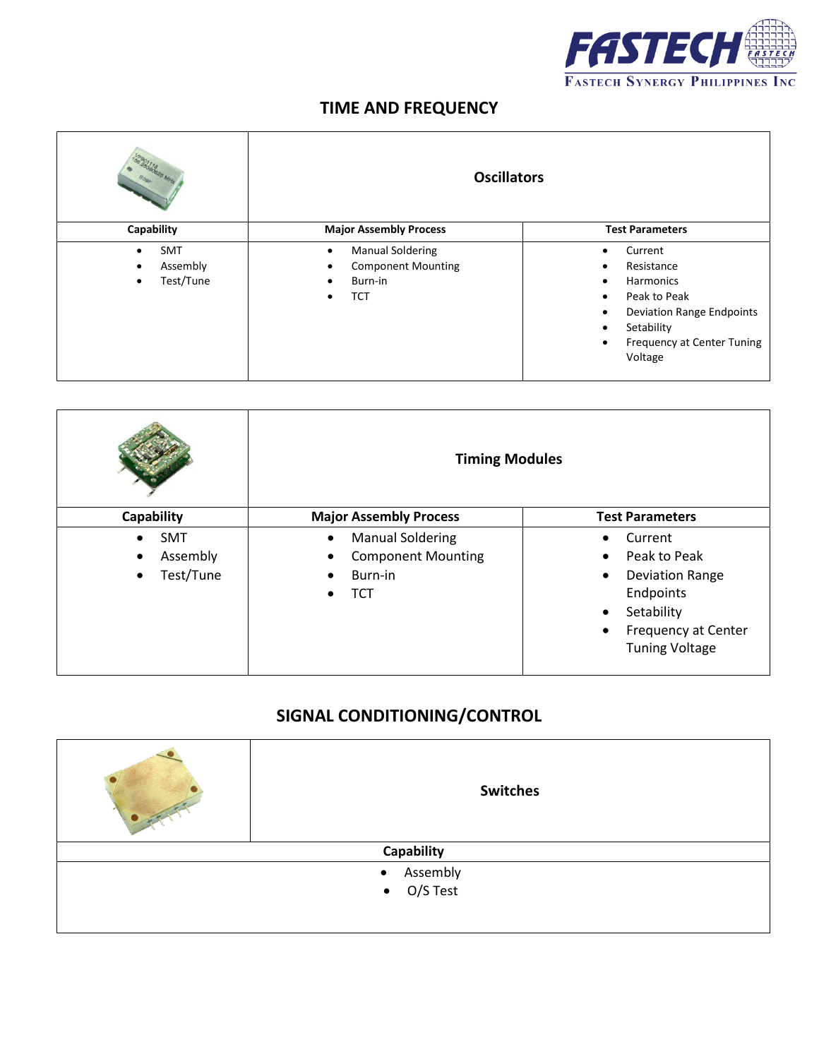FASTECH SYNERGY PHILIPPINES INC

## TIME AND FREQUENCY

### Oscillators

| Capability | Major Assembly Process | Test Parameters |
|---|---|---|
| • SMT<br>• Assembly<br>• Test/Tune | • Manual Soldering<br>• Component Mounting<br>• Burn-in<br>• TCT | • Current<br>• Resistance<br>• Harmonics<br>• Peak to Peak<br>• Deviation Range Endpoints<br>• Setability<br>• Frequency at Center Tuning Voltage |

### Timing Modules

| Capability | Major Assembly Process | Test Parameters |
|---|---|---|
| • SMT<br>• Assembly<br>• Test/Tune | • Manual Soldering<br>• Component Mounting<br>• Burn-in<br>• TCT | • Current<br>• Peak to Peak<br>• Deviation Range Endpoints<br>• Setability<br>• Frequency at Center Tuning Voltage |

## SIGNAL CONDITIONING/CONTROL

### Switches

| Capability |
|---|
| • Assembly<br>• O/S Test |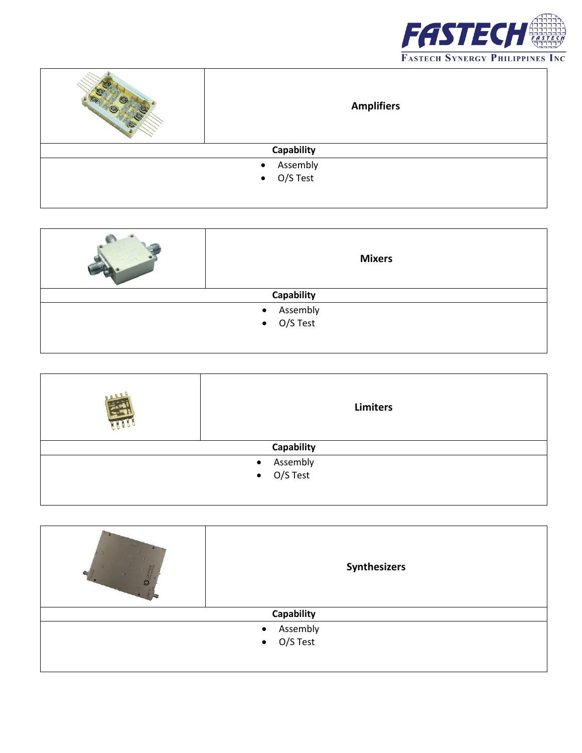| | Amplifiers |
|---|---|
| **Capability** | |
| • Assembly<br>• O/S Test | |

| | Mixers |
|---|---|
| **Capability** | |
| • Assembly<br>• O/S Test | |

| | Limiters |
|---|---|
| **Capability** | |
| • Assembly<br>• O/S Test | |

| | Synthesizers |
|---|---|
| **Capability** | |
| • Assembly<br>• O/S Test | |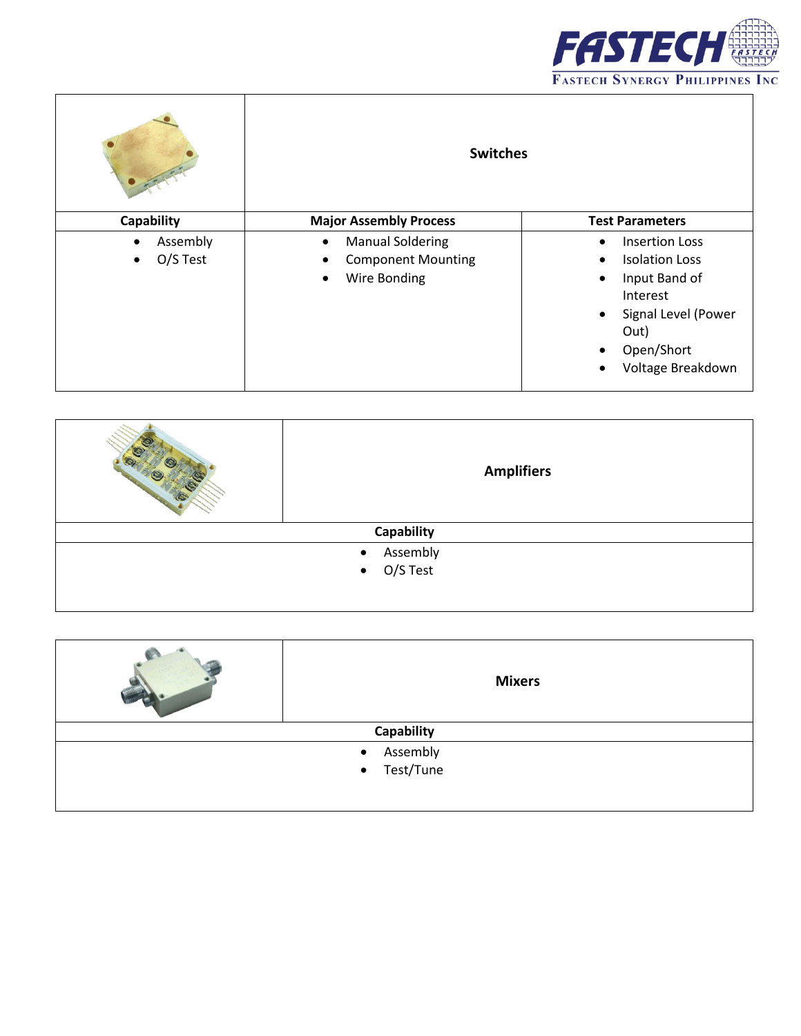## Switches

| Capability | Major Assembly Process | Test Parameters |
|---|---|---|
| • Assembly<br>• O/S Test | • Manual Soldering<br>• Component Mounting<br>• Wire Bonding | • Insertion Loss<br>• Isolation Loss<br>• Input Band of Interest<br>• Signal Level (Power Out)<br>• Open/Short<br>• Voltage Breakdown |

## Amplifiers

| Capability |
|---|
| • Assembly<br>• O/S Test |

## Mixers

| Capability |
|---|
| • Assembly<br>• Test/Tune |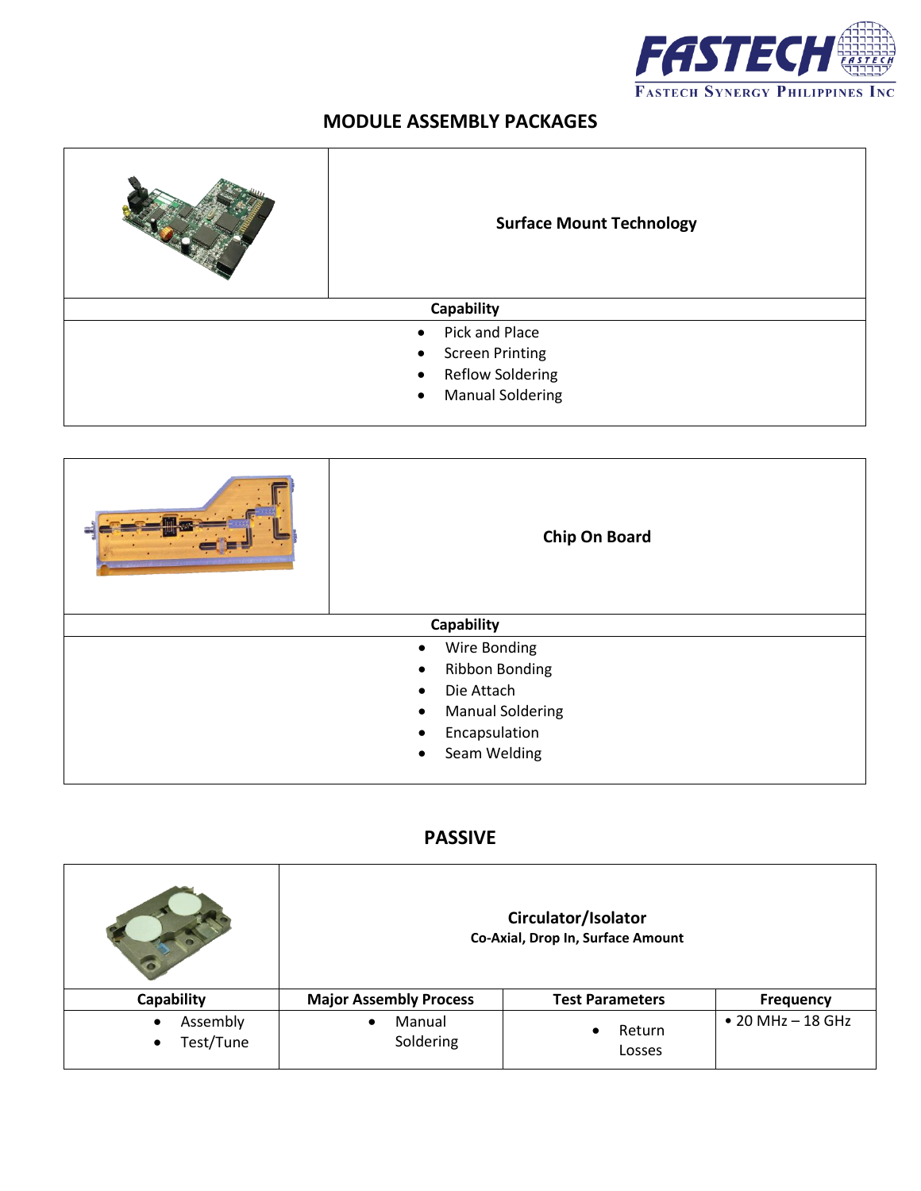## MODULE ASSEMBLY PACKAGES

| | Surface Mount Technology |
|---|---|
| **Capability** | |
| • Pick and Place<br>• Screen Printing<br>• Reflow Soldering<br>• Manual Soldering | |

| | Chip On Board |
|---|---|
| **Capability** | |
| • Wire Bonding<br>• Ribbon Bonding<br>• Die Attach<br>• Manual Soldering<br>• Encapsulation<br>• Seam Welding | |

## PASSIVE

| | **Circulator/Isolator**<br>**Co-Axial, Drop In, Surface Amount** | | |
|---|---|---|---|
| **Capability** | **Major Assembly Process** | **Test Parameters** | **Frequency** |
| • Assembly<br>• Test/Tune | • Manual Soldering | • Return Losses | • 20 MHz – 18 GHz |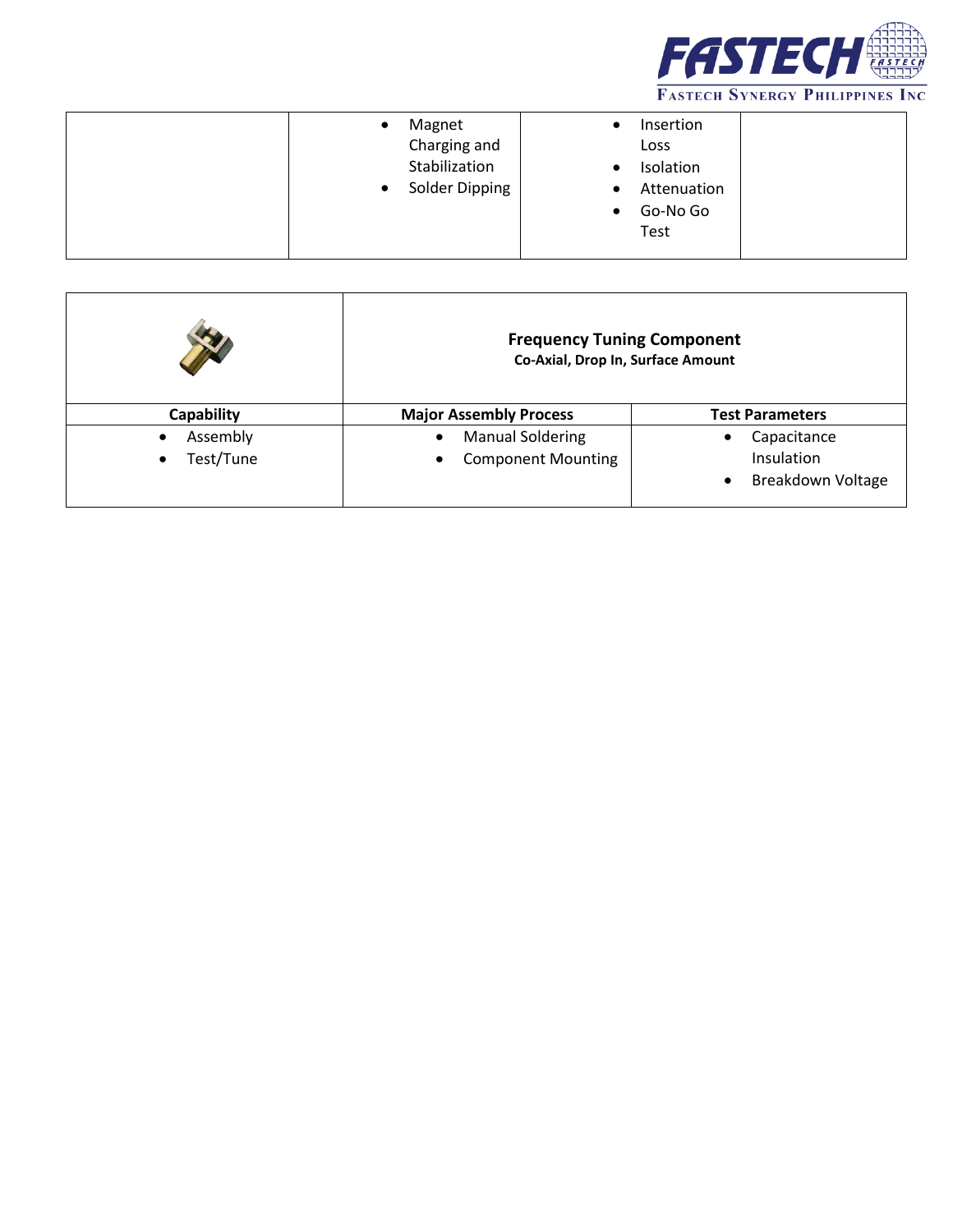| | | | |
|---|---|---|---|
| | • Magnet Charging and Stabilization<br>• Solder Dipping | • Insertion Loss<br>• Isolation<br>• Attenuation<br>• Go-No Go Test | |

| | **Frequency Tuning Component**<br>**Co-Axial, Drop In, Surface Amount** | |
|---|---|---|
| **Capability** | **Major Assembly Process** | **Test Parameters** |
| • Assembly<br>• Test/Tune | • Manual Soldering<br>• Component Mounting | • Capacitance Insulation<br>• Breakdown Voltage |